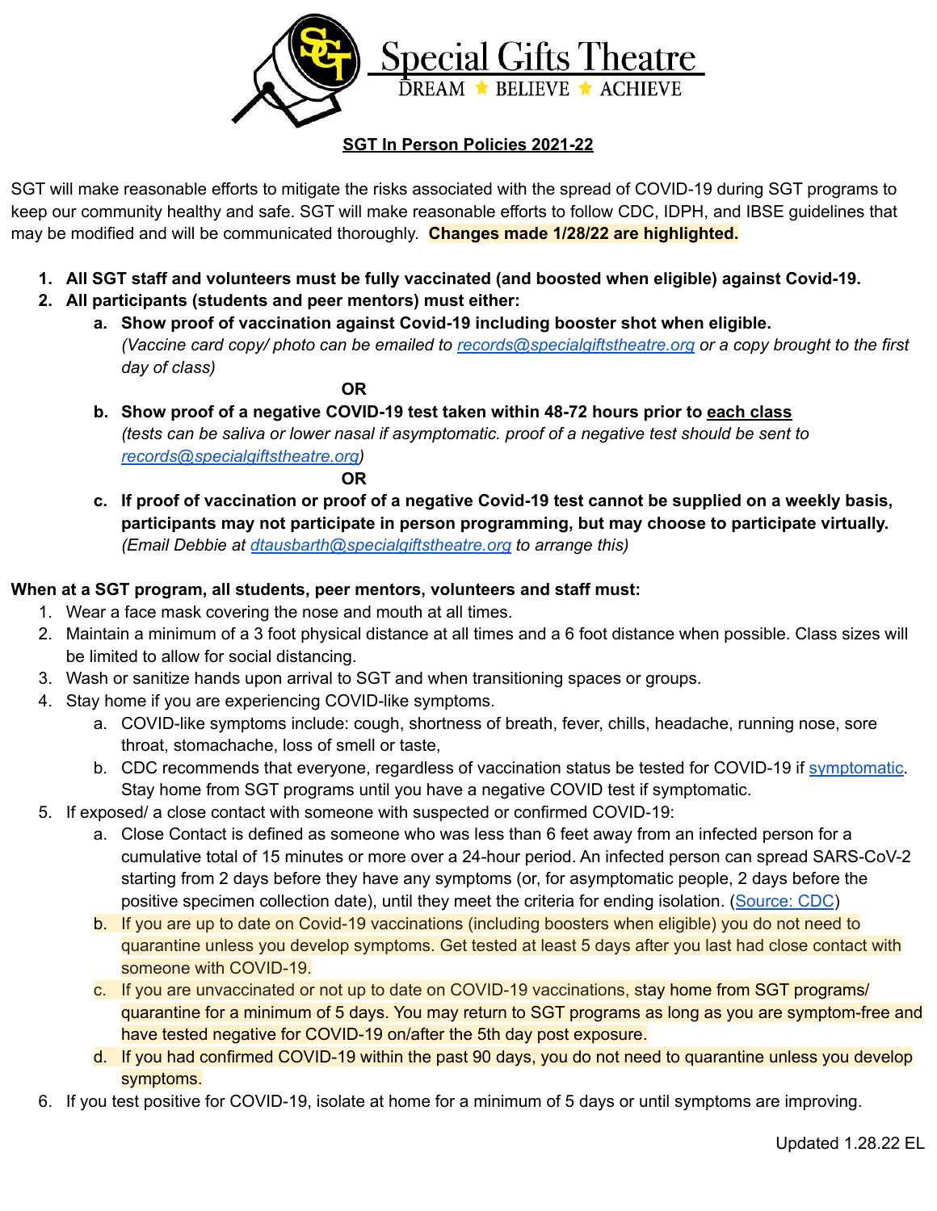# Special Gifts Theatre

DREAM ★ BELIEVE ★ ACHIEVE

## SGT In Person Policies 2021-22

SGT will make reasonable efforts to mitigate the risks associated with the spread of COVID-19 during SGT programs to keep our community healthy and safe. SGT will make reasonable efforts to follow CDC, IDPH, and IBSE guidelines that may be modified and will be communicated thoroughly. **Changes made 1/28/22 are highlighted.**

1. **All SGT staff and volunteers must be fully vaccinated (and boosted when eligible) against Covid-19.**
2. **All participants (students and peer mentors) must either:**
   a. **Show proof of vaccination against Covid-19 including booster shot when eligible.**
      *(Vaccine card copy/ photo can be emailed to [records@specialgiftstheatre.org](mailto:records@specialgiftstheatre.org) or a copy brought to the first day of class)*

      **OR**

   b. **Show proof of a negative COVID-19 test taken within 48-72 hours prior to each class**
      *(tests can be saliva or lower nasal if asymptomatic. proof of a negative test should be sent to [records@specialgiftstheatre.org](mailto:records@specialgiftstheatre.org))*

      **OR**

   c. **If proof of vaccination or proof of a negative Covid-19 test cannot be supplied on a weekly basis, participants may not participate in person programming, but may choose to participate virtually.**
      *(Email Debbie at [dtausbarth@specialgiftstheatre.org](mailto:dtausbarth@specialgiftstheatre.org) to arrange this)*

**When at a SGT program, all students, peer mentors, volunteers and staff must:**

1. Wear a face mask covering the nose and mouth at all times.
2. Maintain a minimum of a 3 foot physical distance at all times and a 6 foot distance when possible. Class sizes will be limited to allow for social distancing.
3. Wash or sanitize hands upon arrival to SGT and when transitioning spaces or groups.
4. Stay home if you are experiencing COVID-like symptoms.
   a. COVID-like symptoms include: cough, shortness of breath, fever, chills, headache, running nose, sore throat, stomachache, loss of smell or taste,
   b. CDC recommends that everyone, regardless of vaccination status be tested for COVID-19 if symptomatic. Stay home from SGT programs until you have a negative COVID test if symptomatic.
5. If exposed/ a close contact with someone with suspected or confirmed COVID-19:
   a. Close Contact is defined as someone who was less than 6 feet away from an infected person for a cumulative total of 15 minutes or more over a 24-hour period. An infected person can spread SARS-CoV-2 starting from 2 days before they have any symptoms (or, for asymptomatic people, 2 days before the positive specimen collection date), until they meet the criteria for ending isolation. (Source: CDC)
   b. If you are up to date on Covid-19 vaccinations (including boosters when eligible) you do not need to quarantine unless you develop symptoms. Get tested at least 5 days after you last had close contact with someone with COVID-19.
   c. If you are unvaccinated or not up to date on COVID-19 vaccinations, stay home from SGT programs/ quarantine for a minimum of 5 days. You may return to SGT programs as long as you are symptom-free and have tested negative for COVID-19 on/after the 5th day post exposure.
   d. If you had confirmed COVID-19 within the past 90 days, you do not need to quarantine unless you develop symptoms.
6. If you test positive for COVID-19, isolate at home for a minimum of 5 days or until symptoms are improving.

Updated 1.28.22 EL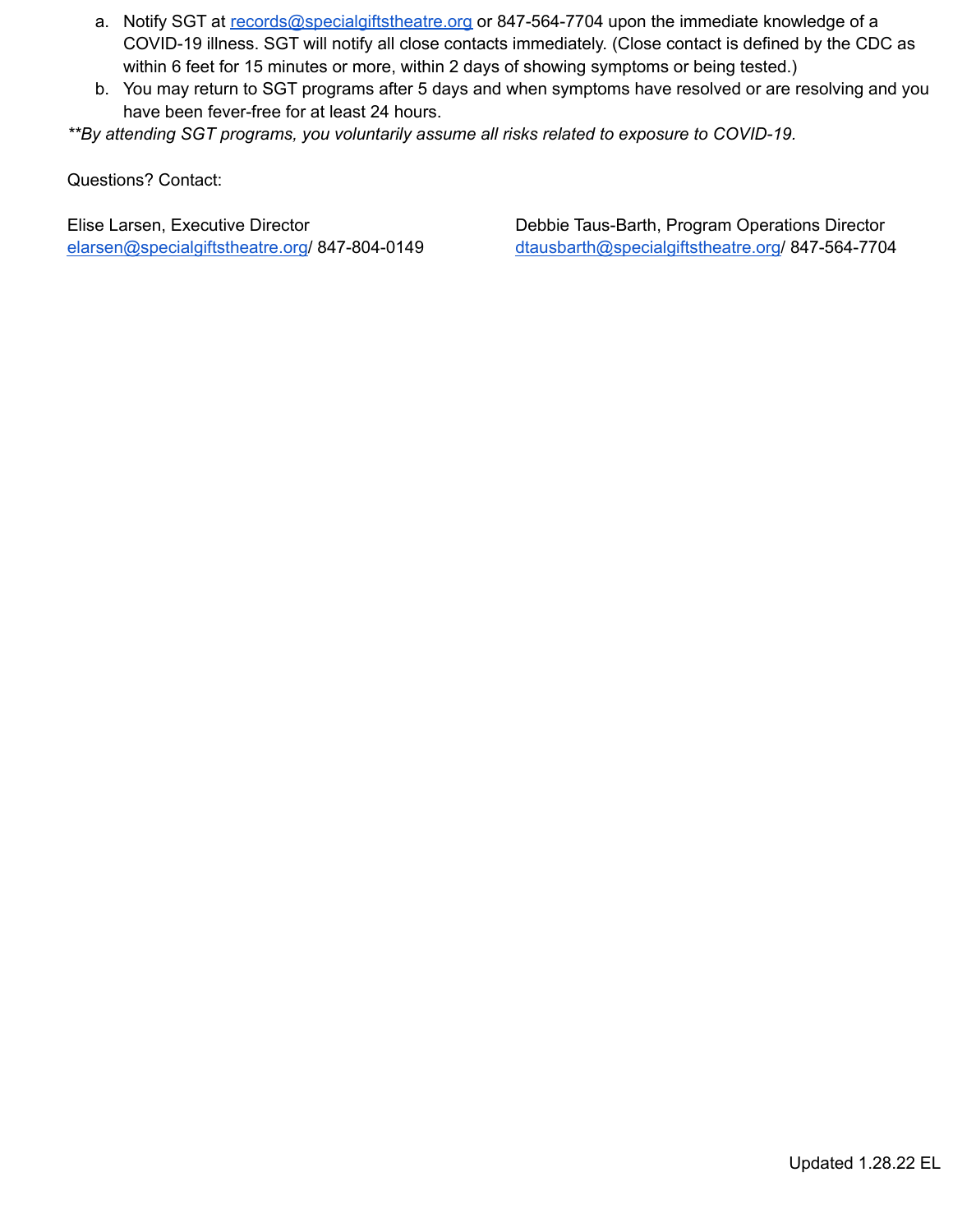a. Notify SGT at records@specialgiftstheatre.org or 847-564-7704 upon the immediate knowledge of a COVID-19 illness. SGT will notify all close contacts immediately. (Close contact is defined by the CDC as within 6 feet for 15 minutes or more, within 2 days of showing symptoms or being tested.)
b. You may return to SGT programs after 5 days and when symptoms have resolved or are resolving and you have been fever-free for at least 24 hours.

*\*\*By attending SGT programs, you voluntarily assume all risks related to exposure to COVID-19.*

Questions? Contact:

Elise Larsen, Executive Director
elarsen@specialgiftstheatre.org/ 847-804-0149

Debbie Taus-Barth, Program Operations Director
dtausbarth@specialgiftstheatre.org/ 847-564-7704

Updated 1.28.22 EL